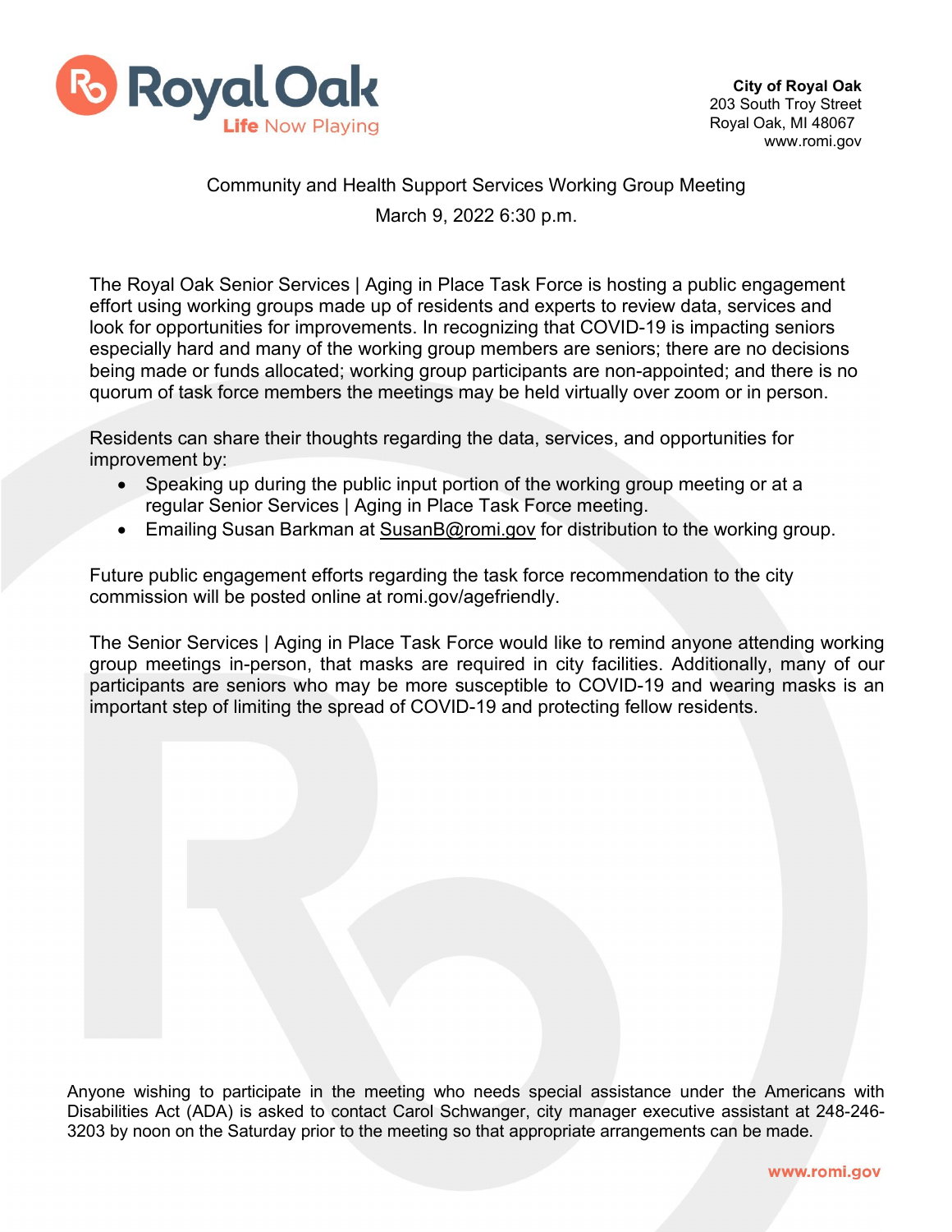**City of Royal Oak**
203 South Troy Street
Royal Oak, MI 48067
www.romi.gov

Community and Health Support Services Working Group Meeting
March 9, 2022 6:30 p.m.

The Royal Oak Senior Services | Aging in Place Task Force is hosting a public engagement effort using working groups made up of residents and experts to review data, services and look for opportunities for improvements. In recognizing that COVID-19 is impacting seniors especially hard and many of the working group members are seniors; there are no decisions being made or funds allocated; working group participants are non-appointed; and there is no quorum of task force members the meetings may be held virtually over zoom or in person.

Residents can share their thoughts regarding the data, services, and opportunities for improvement by:

- Speaking up during the public input portion of the working group meeting or at a regular Senior Services | Aging in Place Task Force meeting.
- Emailing Susan Barkman at SusanB@romi.gov for distribution to the working group.

Future public engagement efforts regarding the task force recommendation to the city commission will be posted online at romi.gov/agefriendly.

The Senior Services | Aging in Place Task Force would like to remind anyone attending working group meetings in-person, that masks are required in city facilities. Additionally, many of our participants are seniors who may be more susceptible to COVID-19 and wearing masks is an important step of limiting the spread of COVID-19 and protecting fellow residents.

Anyone wishing to participate in the meeting who needs special assistance under the Americans with Disabilities Act (ADA) is asked to contact Carol Schwanger, city manager executive assistant at 248-246-3203 by noon on the Saturday prior to the meeting so that appropriate arrangements can be made.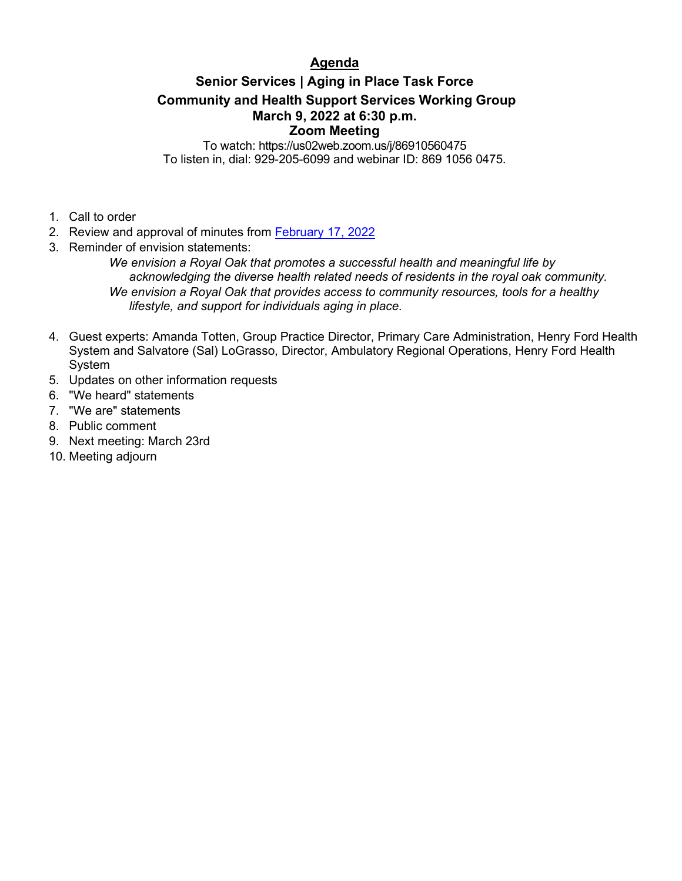# Agenda

## Senior Services | Aging in Place Task Force

## Community and Health Support Services Working Group

## March 9, 2022 at 6:30 p.m.

## Zoom Meeting

To watch: https://us02web.zoom.us/j/86910560475
To listen in, dial: 929-205-6099 and webinar ID: 869 1056 0475.

1. Call to order
2. Review and approval of minutes from [February 17, 2022]
3. Reminder of envision statements:

   *We envision a Royal Oak that promotes a successful health and meaningful life by acknowledging the diverse health related needs of residents in the royal oak community.*

   *We envision a Royal Oak that provides access to community resources, tools for a healthy lifestyle, and support for individuals aging in place.*

4. Guest experts: Amanda Totten, Group Practice Director, Primary Care Administration, Henry Ford Health System and Salvatore (Sal) LoGrasso, Director, Ambulatory Regional Operations, Henry Ford Health System
5. Updates on other information requests
6. "We heard" statements
7. "We are" statements
8. Public comment
9. Next meeting: March 23rd
10. Meeting adjourn